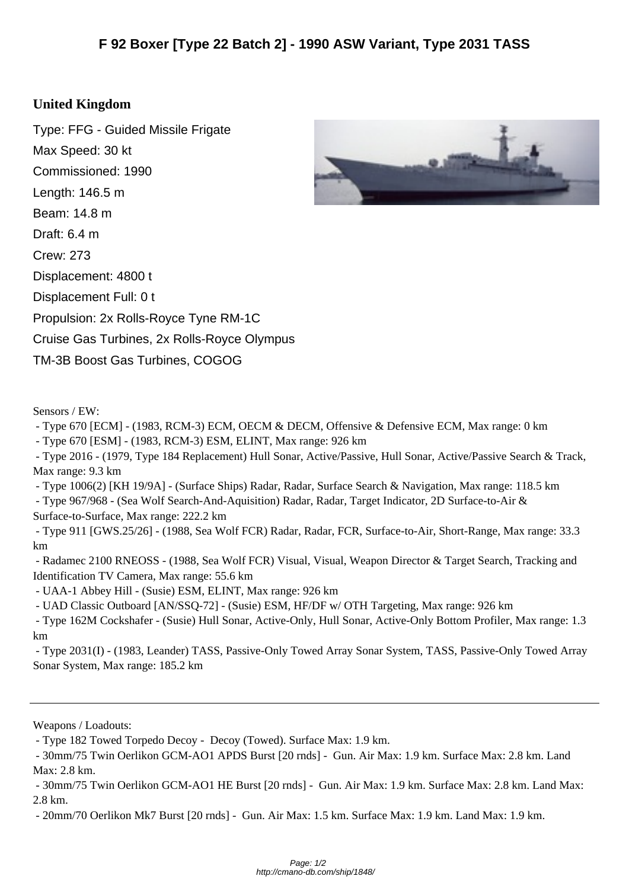# F 92 Boxer [Type 22 Batch 2] - 1990 ASW Variant, Type 2031 TASS

## United Kingdom

Type: FFG - Guided Missile Frigate

Max Speed: 30 kt

Commissioned: 1990

Length: 146.5 m

Beam: 14.8 m

Draft: 6.4 m

Crew: 273

Displacement: 4800 t

Displacement Full: 0 t

Propulsion: 2x Rolls-Royce Tyne RM-1C Cruise Gas Turbines, 2x Rolls-Royce Olympus TM-3B Boost Gas Turbines, COGOG

Sensors / EW:

- Type 670 [ECM] - (1983, RCM-3) ECM, OECM & DECM, Offensive & Defensive ECM, Max range: 0 km
- Type 670 [ESM] - (1983, RCM-3) ESM, ELINT, Max range: 926 km
- Type 2016 - (1979, Type 184 Replacement) Hull Sonar, Active/Passive, Hull Sonar, Active/Passive Search & Track, Max range: 9.3 km
- Type 1006(2) [KH 19/9A] - (Surface Ships) Radar, Radar, Surface Search & Navigation, Max range: 118.5 km
- Type 967/968 - (Sea Wolf Search-And-Aquisition) Radar, Radar, Target Indicator, 2D Surface-to-Air & Surface-to-Surface, Max range: 222.2 km
- Type 911 [GWS.25/26] - (1988, Sea Wolf FCR) Radar, Radar, FCR, Surface-to-Air, Short-Range, Max range: 33.3 km
- Radamec 2100 RNEOSS - (1988, Sea Wolf FCR) Visual, Visual, Weapon Director & Target Search, Tracking and Identification TV Camera, Max range: 55.6 km
- UAA-1 Abbey Hill - (Susie) ESM, ELINT, Max range: 926 km
- UAD Classic Outboard [AN/SSQ-72] - (Susie) ESM, HF/DF w/ OTH Targeting, Max range: 926 km
- Type 162M Cockshafer - (Susie) Hull Sonar, Active-Only, Hull Sonar, Active-Only Bottom Profiler, Max range: 1.3 km
- Type 2031(I) - (1983, Leander) TASS, Passive-Only Towed Array Sonar System, TASS, Passive-Only Towed Array Sonar System, Max range: 185.2 km

---

Weapons / Loadouts:

- Type 182 Towed Torpedo Decoy - Decoy (Towed). Surface Max: 1.9 km.
- 30mm/75 Twin Oerlikon GCM-AO1 APDS Burst [20 rnds] - Gun. Air Max: 1.9 km. Surface Max: 2.8 km. Land Max: 2.8 km.
- 30mm/75 Twin Oerlikon GCM-AO1 HE Burst [20 rnds] - Gun. Air Max: 1.9 km. Surface Max: 2.8 km. Land Max: 2.8 km.
- 20mm/70 Oerlikon Mk7 Burst [20 rnds] - Gun. Air Max: 1.5 km. Surface Max: 1.9 km. Land Max: 1.9 km.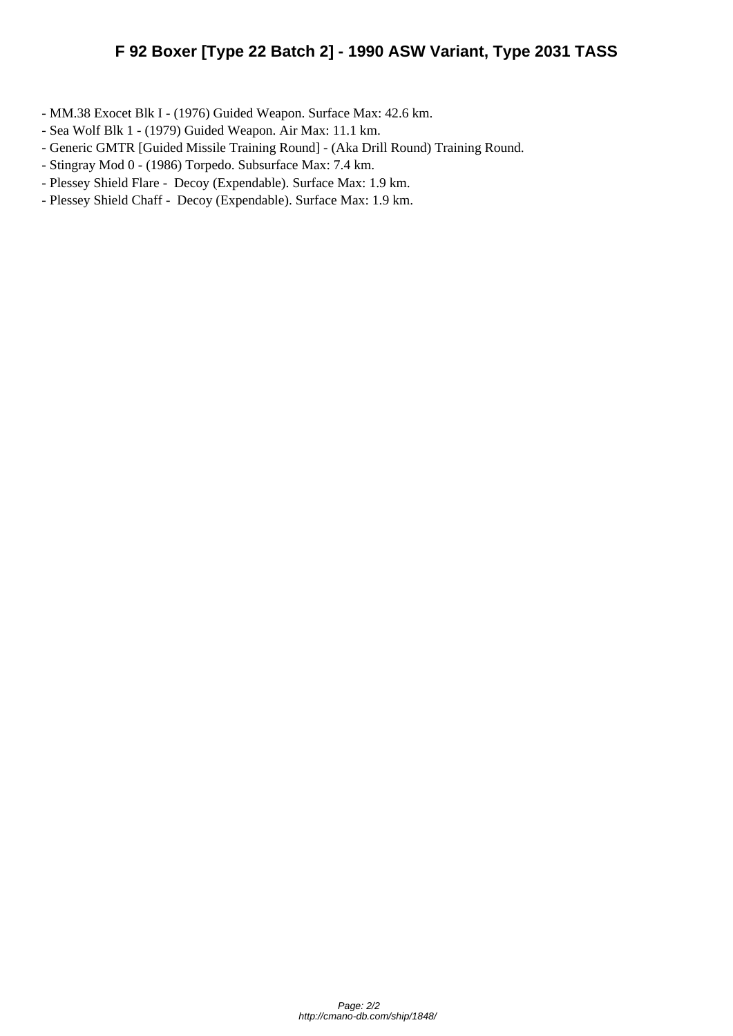# F 92 Boxer [Type 22 Batch 2] - 1990 ASW Variant, Type 2031 TASS

- MM.38 Exocet Blk I - (1976) Guided Weapon. Surface Max: 42.6 km.
- Sea Wolf Blk 1 - (1979) Guided Weapon. Air Max: 11.1 km.
- Generic GMTR [Guided Missile Training Round] - (Aka Drill Round) Training Round.
- Stingray Mod 0 - (1986) Torpedo. Subsurface Max: 7.4 km.
- Plessey Shield Flare - Decoy (Expendable). Surface Max: 1.9 km.
- Plessey Shield Chaff - Decoy (Expendable). Surface Max: 1.9 km.